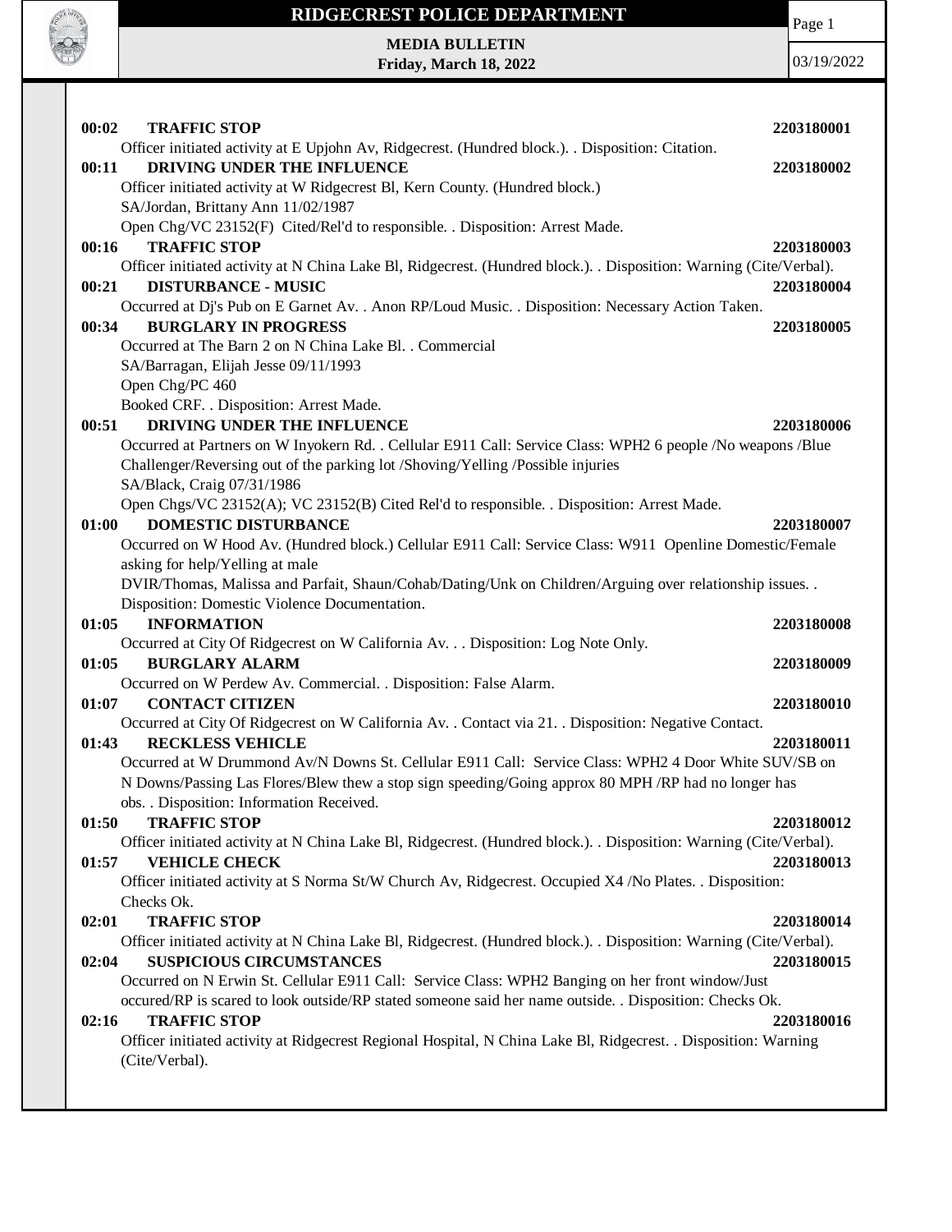# RIDGECREST POLICE DEPARTMENT

**MEDIA BULLETIN**
**Friday, March 18, 2022**

03/19/2022

**00:02 TRAFFIC STOP** **2203180001**
Officer initiated activity at E Upjohn Av, Ridgecrest. (Hundred block.). . Disposition: Citation.

**00:11 DRIVING UNDER THE INFLUENCE** **2203180002**
Officer initiated activity at W Ridgecrest Bl, Kern County. (Hundred block.)
SA/Jordan, Brittany Ann 11/02/1987
Open Chg/VC 23152(F) Cited/Rel'd to responsible. . Disposition: Arrest Made.

**00:16 TRAFFIC STOP** **2203180003**
Officer initiated activity at N China Lake Bl, Ridgecrest. (Hundred block.). . Disposition: Warning (Cite/Verbal).

**00:21 DISTURBANCE - MUSIC** **2203180004**
Occurred at Dj's Pub on E Garnet Av. . Anon RP/Loud Music. . Disposition: Necessary Action Taken.

**00:34 BURGLARY IN PROGRESS** **2203180005**
Occurred at The Barn 2 on N China Lake Bl. . Commercial
SA/Barragan, Elijah Jesse 09/11/1993
Open Chg/PC 460
Booked CRF. . Disposition: Arrest Made.

**00:51 DRIVING UNDER THE INFLUENCE** **2203180006**
Occurred at Partners on W Inyokern Rd. . Cellular E911 Call: Service Class: WPH2 6 people /No weapons /Blue Challenger/Reversing out of the parking lot /Shoving/Yelling /Possible injuries
SA/Black, Craig 07/31/1986
Open Chgs/VC 23152(A); VC 23152(B) Cited Rel'd to responsible. . Disposition: Arrest Made.

**01:00 DOMESTIC DISTURBANCE** **2203180007**
Occurred on W Hood Av. (Hundred block.) Cellular E911 Call: Service Class: W911 Openline Domestic/Female asking for help/Yelling at male
DVIR/Thomas, Malissa and Parfait, Shaun/Cohab/Dating/Unk on Children/Arguing over relationship issues. . Disposition: Domestic Violence Documentation.

**01:05 INFORMATION** **2203180008**
Occurred at City Of Ridgecrest on W California Av. . . Disposition: Log Note Only.

**01:05 BURGLARY ALARM** **2203180009**
Occurred on W Perdew Av. Commercial. . Disposition: False Alarm.

**01:07 CONTACT CITIZEN** **2203180010**
Occurred at City Of Ridgecrest on W California Av. . Contact via 21. . Disposition: Negative Contact.

**01:43 RECKLESS VEHICLE** **2203180011**
Occurred at W Drummond Av/N Downs St. Cellular E911 Call: Service Class: WPH2 4 Door White SUV/SB on N Downs/Passing Las Flores/Blew thew a stop sign speeding/Going approx 80 MPH /RP had no longer has obs. . Disposition: Information Received.

**01:50 TRAFFIC STOP** **2203180012**
Officer initiated activity at N China Lake Bl, Ridgecrest. (Hundred block.). . Disposition: Warning (Cite/Verbal).

**01:57 VEHICLE CHECK** **2203180013**
Officer initiated activity at S Norma St/W Church Av, Ridgecrest. Occupied X4 /No Plates. . Disposition: Checks Ok.

**02:01 TRAFFIC STOP** **2203180014**
Officer initiated activity at N China Lake Bl, Ridgecrest. (Hundred block.). . Disposition: Warning (Cite/Verbal).

**02:04 SUSPICIOUS CIRCUMSTANCES** **2203180015**
Occurred on N Erwin St. Cellular E911 Call: Service Class: WPH2 Banging on her front window/Just occured/RP is scared to look outside/RP stated someone said her name outside. . Disposition: Checks Ok.

**02:16 TRAFFIC STOP** **2203180016**
Officer initiated activity at Ridgecrest Regional Hospital, N China Lake Bl, Ridgecrest. . Disposition: Warning (Cite/Verbal).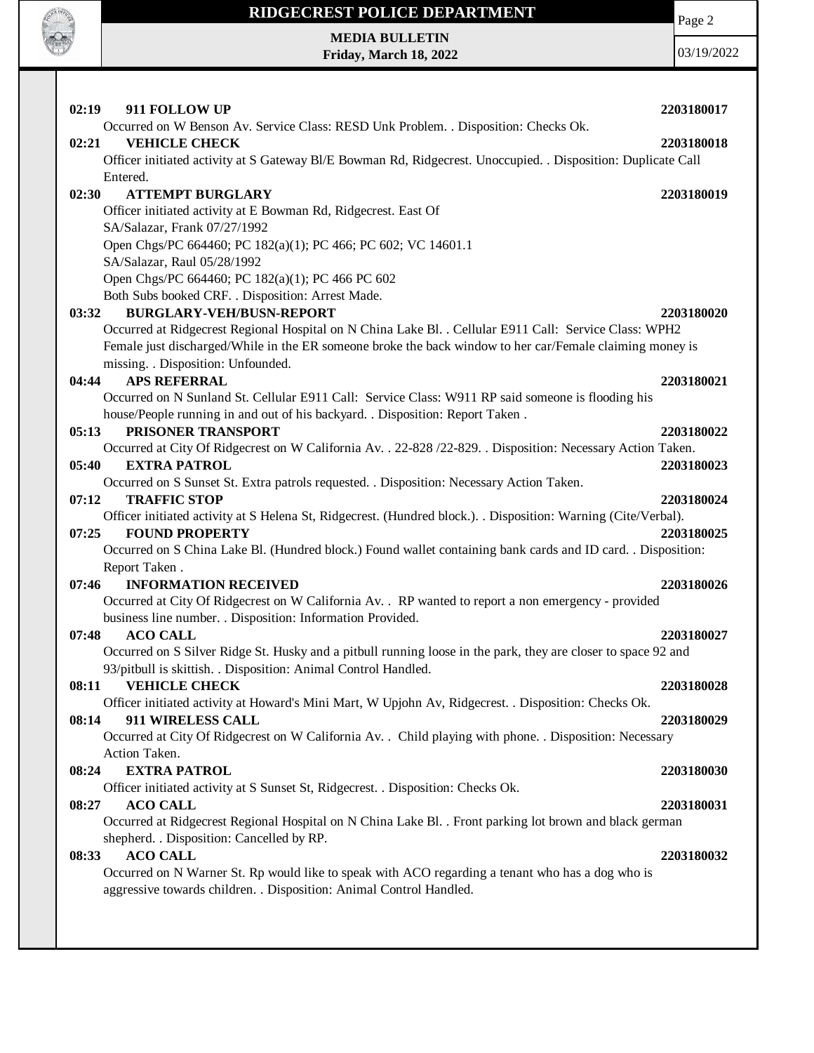**02:19 911 FOLLOW UP** **2203180017**

Occurred on W Benson Av. Service Class: RESD Unk Problem. . Disposition: Checks Ok.

**02:21 VEHICLE CHECK** **2203180018**

Officer initiated activity at S Gateway Bl/E Bowman Rd, Ridgecrest. Unoccupied. . Disposition: Duplicate Call Entered.

**02:30 ATTEMPT BURGLARY** **2203180019**

Officer initiated activity at E Bowman Rd, Ridgecrest. East Of
SA/Salazar, Frank 07/27/1992
Open Chgs/PC 664460; PC 182(a)(1); PC 466; PC 602; VC 14601.1
SA/Salazar, Raul 05/28/1992
Open Chgs/PC 664460; PC 182(a)(1); PC 466 PC 602
Both Subs booked CRF. . Disposition: Arrest Made.

**03:32 BURGLARY-VEH/BUSN-REPORT** **2203180020**

Occurred at Ridgecrest Regional Hospital on N China Lake Bl. . Cellular E911 Call: Service Class: WPH2 Female just discharged/While in the ER someone broke the back window to her car/Female claiming money is missing. . Disposition: Unfounded.

**04:44 APS REFERRAL** **2203180021**

Occurred on N Sunland St. Cellular E911 Call: Service Class: W911 RP said someone is flooding his house/People running in and out of his backyard. . Disposition: Report Taken .

**05:13 PRISONER TRANSPORT** **2203180022**

Occurred at City Of Ridgecrest on W California Av. . 22-828 /22-829. . Disposition: Necessary Action Taken.

**05:40 EXTRA PATROL** **2203180023**

Occurred on S Sunset St. Extra patrols requested. . Disposition: Necessary Action Taken.

**07:12 TRAFFIC STOP** **2203180024**

Officer initiated activity at S Helena St, Ridgecrest. (Hundred block.). . Disposition: Warning (Cite/Verbal).

**07:25 FOUND PROPERTY** **2203180025**

Occurred on S China Lake Bl. (Hundred block.) Found wallet containing bank cards and ID card. . Disposition: Report Taken .

**07:46 INFORMATION RECEIVED** **2203180026**

Occurred at City Of Ridgecrest on W California Av. . RP wanted to report a non emergency - provided business line number. . Disposition: Information Provided.

**07:48 ACO CALL** **2203180027**

Occurred on S Silver Ridge St. Husky and a pitbull running loose in the park, they are closer to space 92 and 93/pitbull is skittish. . Disposition: Animal Control Handled.

**08:11 VEHICLE CHECK** **2203180028**

Officer initiated activity at Howard's Mini Mart, W Upjohn Av, Ridgecrest. . Disposition: Checks Ok.

**08:14 911 WIRELESS CALL** **2203180029**

Occurred at City Of Ridgecrest on W California Av. . Child playing with phone. . Disposition: Necessary Action Taken.

**08:24 EXTRA PATROL** **2203180030**

Officer initiated activity at S Sunset St, Ridgecrest. . Disposition: Checks Ok.

**08:27 ACO CALL** **2203180031**

Occurred at Ridgecrest Regional Hospital on N China Lake Bl. . Front parking lot brown and black german shepherd. . Disposition: Cancelled by RP.

**08:33 ACO CALL** **2203180032**

Occurred on N Warner St. Rp would like to speak with ACO regarding a tenant who has a dog who is aggressive towards children. . Disposition: Animal Control Handled.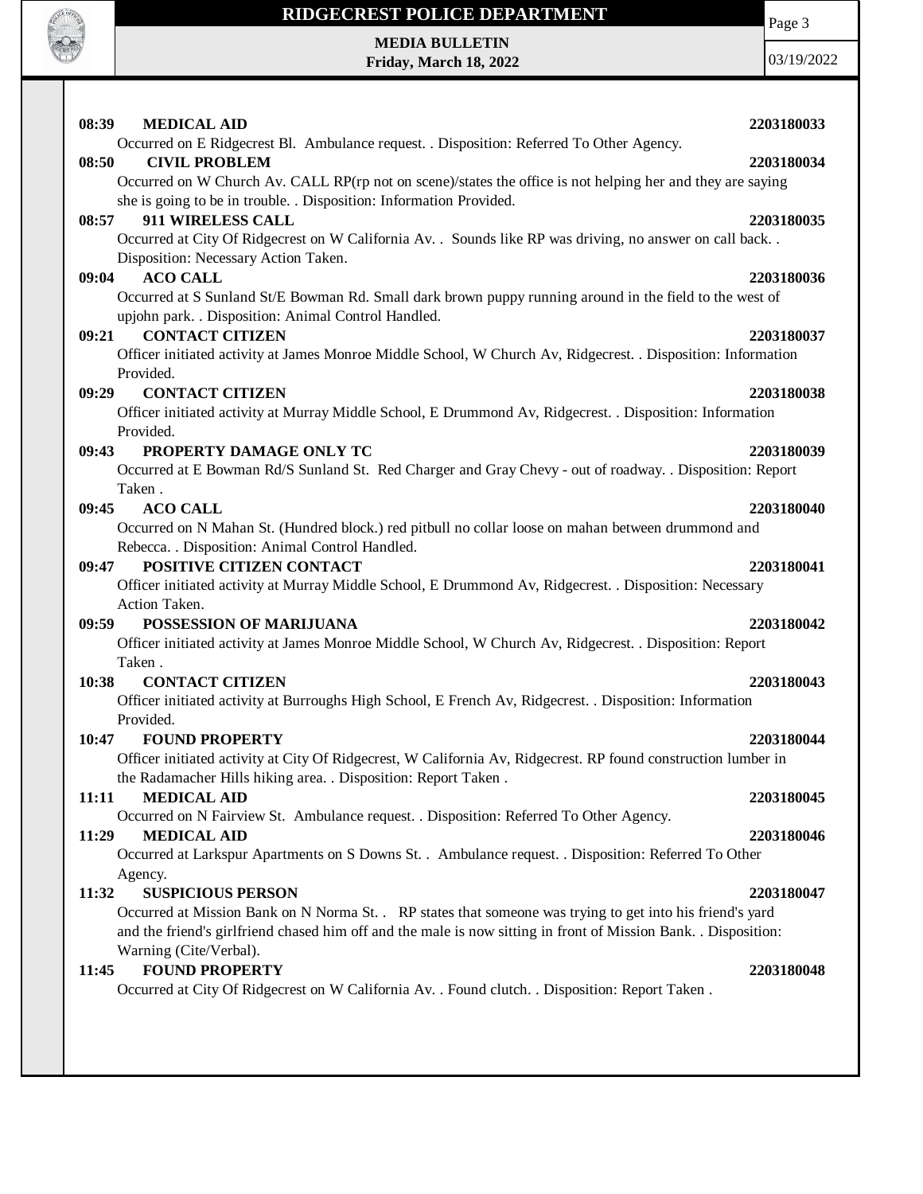**08:39 MEDICAL AID** 2203180033

Occurred on E Ridgecrest Bl. Ambulance request. . Disposition: Referred To Other Agency.

**08:50 CIVIL PROBLEM** 2203180034

Occurred on W Church Av. CALL RP(rp not on scene)/states the office is not helping her and they are saying she is going to be in trouble. . Disposition: Information Provided.

**08:57 911 WIRELESS CALL** 2203180035

Occurred at City Of Ridgecrest on W California Av. . Sounds like RP was driving, no answer on call back. . Disposition: Necessary Action Taken.

**09:04 ACO CALL** 2203180036

Occurred at S Sunland St/E Bowman Rd. Small dark brown puppy running around in the field to the west of upjohn park. . Disposition: Animal Control Handled.

**09:21 CONTACT CITIZEN** 2203180037

Officer initiated activity at James Monroe Middle School, W Church Av, Ridgecrest. . Disposition: Information Provided.

**09:29 CONTACT CITIZEN** 2203180038

Officer initiated activity at Murray Middle School, E Drummond Av, Ridgecrest. . Disposition: Information Provided.

**09:43 PROPERTY DAMAGE ONLY TC** 2203180039

Occurred at E Bowman Rd/S Sunland St. Red Charger and Gray Chevy - out of roadway. . Disposition: Report Taken .

**09:45 ACO CALL** 2203180040

Occurred on N Mahan St. (Hundred block.) red pitbull no collar loose on mahan between drummond and Rebecca. . Disposition: Animal Control Handled.

**09:47 POSITIVE CITIZEN CONTACT** 2203180041

Officer initiated activity at Murray Middle School, E Drummond Av, Ridgecrest. . Disposition: Necessary Action Taken.

**09:59 POSSESSION OF MARIJUANA** 2203180042

Officer initiated activity at James Monroe Middle School, W Church Av, Ridgecrest. . Disposition: Report Taken .

**10:38 CONTACT CITIZEN** 2203180043

Officer initiated activity at Burroughs High School, E French Av, Ridgecrest. . Disposition: Information Provided.

**10:47 FOUND PROPERTY** 2203180044

Officer initiated activity at City Of Ridgecrest, W California Av, Ridgecrest. RP found construction lumber in the Radamacher Hills hiking area. . Disposition: Report Taken .

**11:11 MEDICAL AID** 2203180045

Occurred on N Fairview St. Ambulance request. . Disposition: Referred To Other Agency.

**11:29 MEDICAL AID** 2203180046

Occurred at Larkspur Apartments on S Downs St. . Ambulance request. . Disposition: Referred To Other Agency.

**11:32 SUSPICIOUS PERSON** 2203180047

Occurred at Mission Bank on N Norma St. . RP states that someone was trying to get into his friend's yard and the friend's girlfriend chased him off and the male is now sitting in front of Mission Bank. . Disposition: Warning (Cite/Verbal).

**11:45 FOUND PROPERTY** 2203180048

Occurred at City Of Ridgecrest on W California Av. . Found clutch. . Disposition: Report Taken .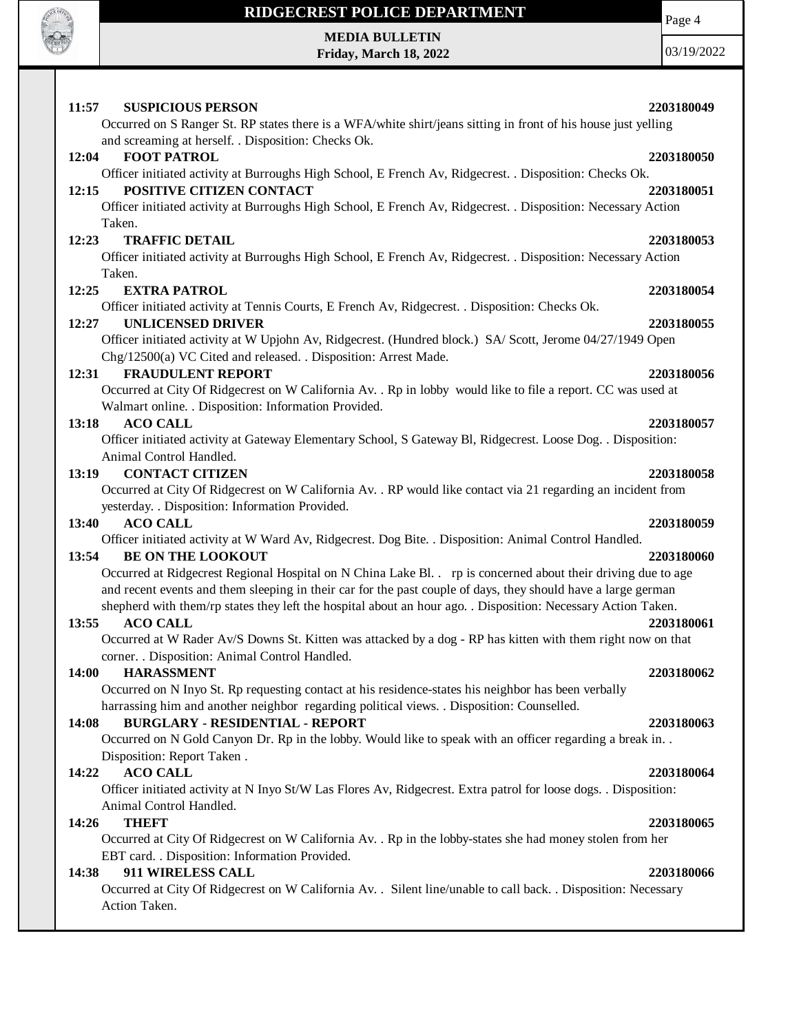**11:57 SUSPICIOUS PERSON 2203180049**

Occurred on S Ranger St. RP states there is a WFA/white shirt/jeans sitting in front of his house just yelling and screaming at herself. . Disposition: Checks Ok.

**12:04 FOOT PATROL 2203180050**

Officer initiated activity at Burroughs High School, E French Av, Ridgecrest. . Disposition: Checks Ok.

**12:15 POSITIVE CITIZEN CONTACT 2203180051**

Officer initiated activity at Burroughs High School, E French Av, Ridgecrest. . Disposition: Necessary Action Taken.

**12:23 TRAFFIC DETAIL 2203180053**

Officer initiated activity at Burroughs High School, E French Av, Ridgecrest. . Disposition: Necessary Action Taken.

**12:25 EXTRA PATROL 2203180054**

Officer initiated activity at Tennis Courts, E French Av, Ridgecrest. . Disposition: Checks Ok.

**12:27 UNLICENSED DRIVER 2203180055**

Officer initiated activity at W Upjohn Av, Ridgecrest. (Hundred block.) SA/ Scott, Jerome 04/27/1949 Open Chg/12500(a) VC Cited and released. . Disposition: Arrest Made.

**12:31 FRAUDULENT REPORT 2203180056**

Occurred at City Of Ridgecrest on W California Av. . Rp in lobby would like to file a report. CC was used at Walmart online. . Disposition: Information Provided.

**13:18 ACO CALL 2203180057**

Officer initiated activity at Gateway Elementary School, S Gateway Bl, Ridgecrest. Loose Dog. . Disposition: Animal Control Handled.

**13:19 CONTACT CITIZEN 2203180058**

Occurred at City Of Ridgecrest on W California Av. . RP would like contact via 21 regarding an incident from yesterday. . Disposition: Information Provided.

**13:40 ACO CALL 2203180059**

Officer initiated activity at W Ward Av, Ridgecrest. Dog Bite. . Disposition: Animal Control Handled.

**13:54 BE ON THE LOOKOUT 2203180060**

Occurred at Ridgecrest Regional Hospital on N China Lake Bl. . rp is concerned about their driving due to age and recent events and them sleeping in their car for the past couple of days, they should have a large german shepherd with them/rp states they left the hospital about an hour ago. . Disposition: Necessary Action Taken.

**13:55 ACO CALL 2203180061**

Occurred at W Rader Av/S Downs St. Kitten was attacked by a dog - RP has kitten with them right now on that corner. . Disposition: Animal Control Handled.

**14:00 HARASSMENT 2203180062**

Occurred on N Inyo St. Rp requesting contact at his residence-states his neighbor has been verbally harrassing him and another neighbor regarding political views. . Disposition: Counselled.

**14:08 BURGLARY - RESIDENTIAL - REPORT 2203180063**

Occurred on N Gold Canyon Dr. Rp in the lobby. Would like to speak with an officer regarding a break in. . Disposition: Report Taken .

**14:22 ACO CALL 2203180064**

Officer initiated activity at N Inyo St/W Las Flores Av, Ridgecrest. Extra patrol for loose dogs. . Disposition: Animal Control Handled.

**14:26 THEFT 2203180065**

Occurred at City Of Ridgecrest on W California Av. . Rp in the lobby-states she had money stolen from her EBT card. . Disposition: Information Provided.

**14:38 911 WIRELESS CALL 2203180066**

Occurred at City Of Ridgecrest on W California Av. . Silent line/unable to call back. . Disposition: Necessary Action Taken.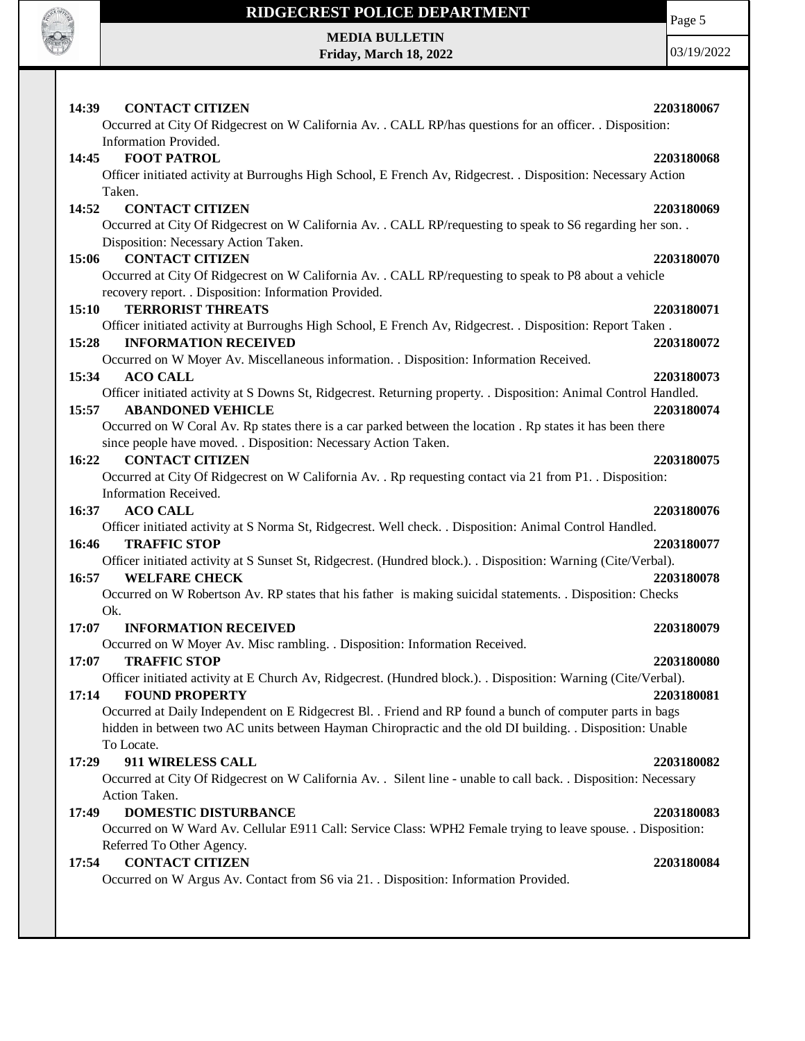**14:39 CONTACT CITIZEN** **2203180067**

Occurred at City Of Ridgecrest on W California Av. . CALL RP/has questions for an officer. . Disposition: Information Provided.

**14:45 FOOT PATROL** **2203180068**

Officer initiated activity at Burroughs High School, E French Av, Ridgecrest. . Disposition: Necessary Action Taken.

**14:52 CONTACT CITIZEN** **2203180069**

Occurred at City Of Ridgecrest on W California Av. . CALL RP/requesting to speak to S6 regarding her son. . Disposition: Necessary Action Taken.

**15:06 CONTACT CITIZEN** **2203180070**

Occurred at City Of Ridgecrest on W California Av. . CALL RP/requesting to speak to P8 about a vehicle recovery report. . Disposition: Information Provided.

**15:10 TERRORIST THREATS** **2203180071**

Officer initiated activity at Burroughs High School, E French Av, Ridgecrest. . Disposition: Report Taken .

**15:28 INFORMATION RECEIVED** **2203180072**

Occurred on W Moyer Av. Miscellaneous information. . Disposition: Information Received.

**15:34 ACO CALL** **2203180073**

Officer initiated activity at S Downs St, Ridgecrest. Returning property. . Disposition: Animal Control Handled.

**15:57 ABANDONED VEHICLE** **2203180074**

Occurred on W Coral Av. Rp states there is a car parked between the location . Rp states it has been there since people have moved. . Disposition: Necessary Action Taken.

**16:22 CONTACT CITIZEN** **2203180075**

Occurred at City Of Ridgecrest on W California Av. . Rp requesting contact via 21 from P1. . Disposition: Information Received.

**16:37 ACO CALL** **2203180076**

Officer initiated activity at S Norma St, Ridgecrest. Well check. . Disposition: Animal Control Handled.

**16:46 TRAFFIC STOP** **2203180077**

Officer initiated activity at S Sunset St, Ridgecrest. (Hundred block.). . Disposition: Warning (Cite/Verbal).

**16:57 WELFARE CHECK** **2203180078**

Occurred on W Robertson Av. RP states that his father is making suicidal statements. . Disposition: Checks Ok.

**17:07 INFORMATION RECEIVED** **2203180079**

Occurred on W Moyer Av. Misc rambling. . Disposition: Information Received.

**17:07 TRAFFIC STOP** **2203180080**

Officer initiated activity at E Church Av, Ridgecrest. (Hundred block.). . Disposition: Warning (Cite/Verbal).

**17:14 FOUND PROPERTY** **2203180081**

Occurred at Daily Independent on E Ridgecrest Bl. . Friend and RP found a bunch of computer parts in bags hidden in between two AC units between Hayman Chiropractic and the old DI building. . Disposition: Unable To Locate.

**17:29 911 WIRELESS CALL** **2203180082**

Occurred at City Of Ridgecrest on W California Av. . Silent line - unable to call back. . Disposition: Necessary Action Taken.

**17:49 DOMESTIC DISTURBANCE** **2203180083**

Occurred on W Ward Av. Cellular E911 Call: Service Class: WPH2 Female trying to leave spouse. . Disposition: Referred To Other Agency.

**17:54 CONTACT CITIZEN** **2203180084**

Occurred on W Argus Av. Contact from S6 via 21. . Disposition: Information Provided.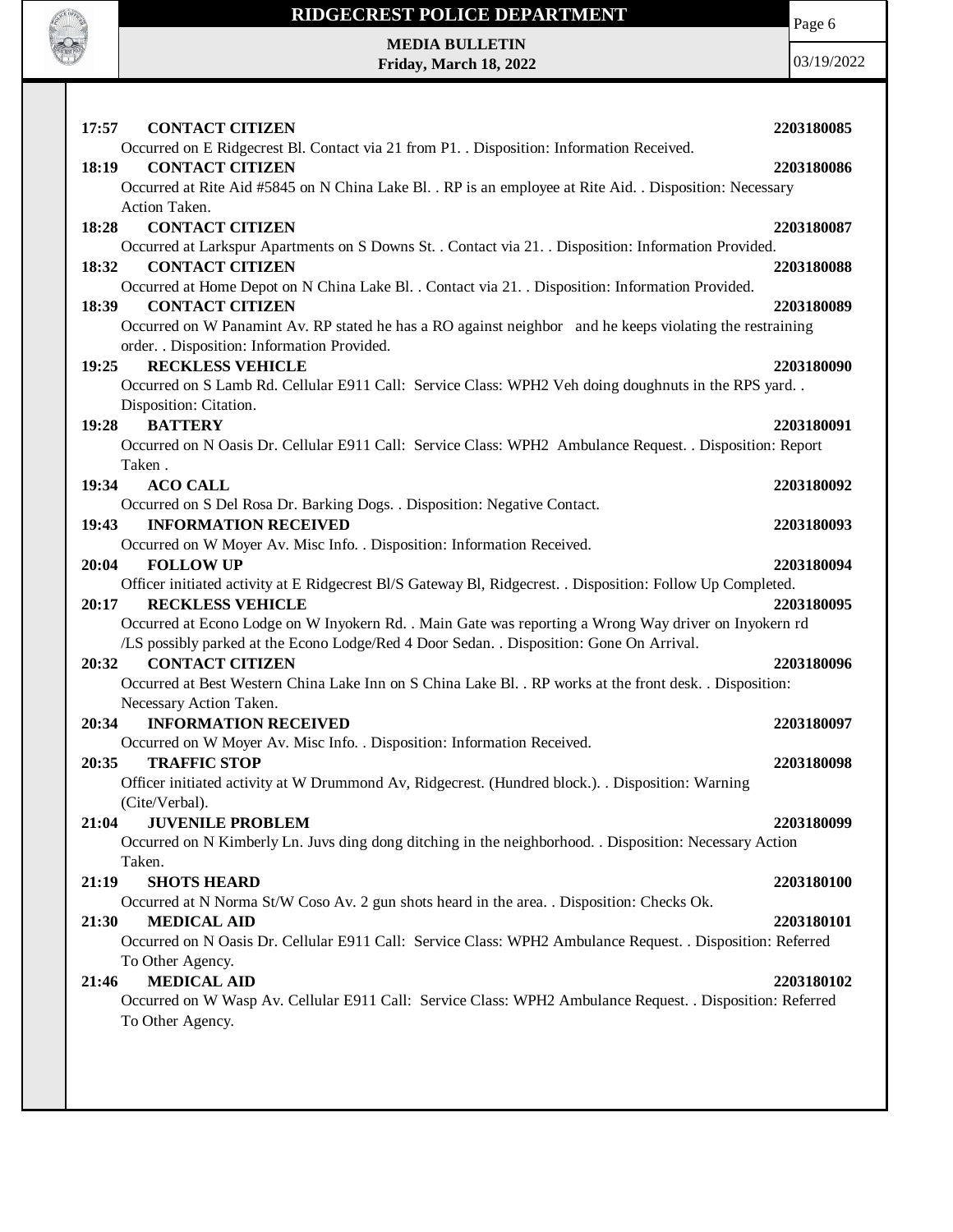**17:57 CONTACT CITIZEN 2203180085**

Occurred on E Ridgecrest Bl. Contact via 21 from P1. . Disposition: Information Received.

**18:19 CONTACT CITIZEN 2203180086**

Occurred at Rite Aid #5845 on N China Lake Bl. . RP is an employee at Rite Aid. . Disposition: Necessary Action Taken.

**18:28 CONTACT CITIZEN 2203180087**

Occurred at Larkspur Apartments on S Downs St. . Contact via 21. . Disposition: Information Provided.

**18:32 CONTACT CITIZEN 2203180088**

Occurred at Home Depot on N China Lake Bl. . Contact via 21. . Disposition: Information Provided.

**18:39 CONTACT CITIZEN 2203180089**

Occurred on W Panamint Av. RP stated he has a RO against neighbor and he keeps violating the restraining order. . Disposition: Information Provided.

**19:25 RECKLESS VEHICLE 2203180090**

Occurred on S Lamb Rd. Cellular E911 Call: Service Class: WPH2 Veh doing doughnuts in the RPS yard. . Disposition: Citation.

**19:28 BATTERY 2203180091**

Occurred on N Oasis Dr. Cellular E911 Call: Service Class: WPH2 Ambulance Request. . Disposition: Report Taken .

**19:34 ACO CALL 2203180092**

Occurred on S Del Rosa Dr. Barking Dogs. . Disposition: Negative Contact.

**19:43 INFORMATION RECEIVED 2203180093**

Occurred on W Moyer Av. Misc Info. . Disposition: Information Received.

**20:04 FOLLOW UP 2203180094**

Officer initiated activity at E Ridgecrest Bl/S Gateway Bl, Ridgecrest. . Disposition: Follow Up Completed.

**20:17 RECKLESS VEHICLE 2203180095**

Occurred at Econo Lodge on W Inyokern Rd. . Main Gate was reporting a Wrong Way driver on Inyokern rd /LS possibly parked at the Econo Lodge/Red 4 Door Sedan. . Disposition: Gone On Arrival.

**20:32 CONTACT CITIZEN 2203180096**

Occurred at Best Western China Lake Inn on S China Lake Bl. . RP works at the front desk. . Disposition: Necessary Action Taken.

**20:34 INFORMATION RECEIVED 2203180097**

Occurred on W Moyer Av. Misc Info. . Disposition: Information Received.

**20:35 TRAFFIC STOP 2203180098**

Officer initiated activity at W Drummond Av, Ridgecrest. (Hundred block.). . Disposition: Warning (Cite/Verbal).

**21:04 JUVENILE PROBLEM 2203180099**

Occurred on N Kimberly Ln. Juvs ding dong ditching in the neighborhood. . Disposition: Necessary Action Taken.

**21:19 SHOTS HEARD 2203180100**

Occurred at N Norma St/W Coso Av. 2 gun shots heard in the area. . Disposition: Checks Ok.

**21:30 MEDICAL AID 2203180101**

Occurred on N Oasis Dr. Cellular E911 Call: Service Class: WPH2 Ambulance Request. . Disposition: Referred To Other Agency.

**21:46 MEDICAL AID 2203180102**

Occurred on W Wasp Av. Cellular E911 Call: Service Class: WPH2 Ambulance Request. . Disposition: Referred To Other Agency.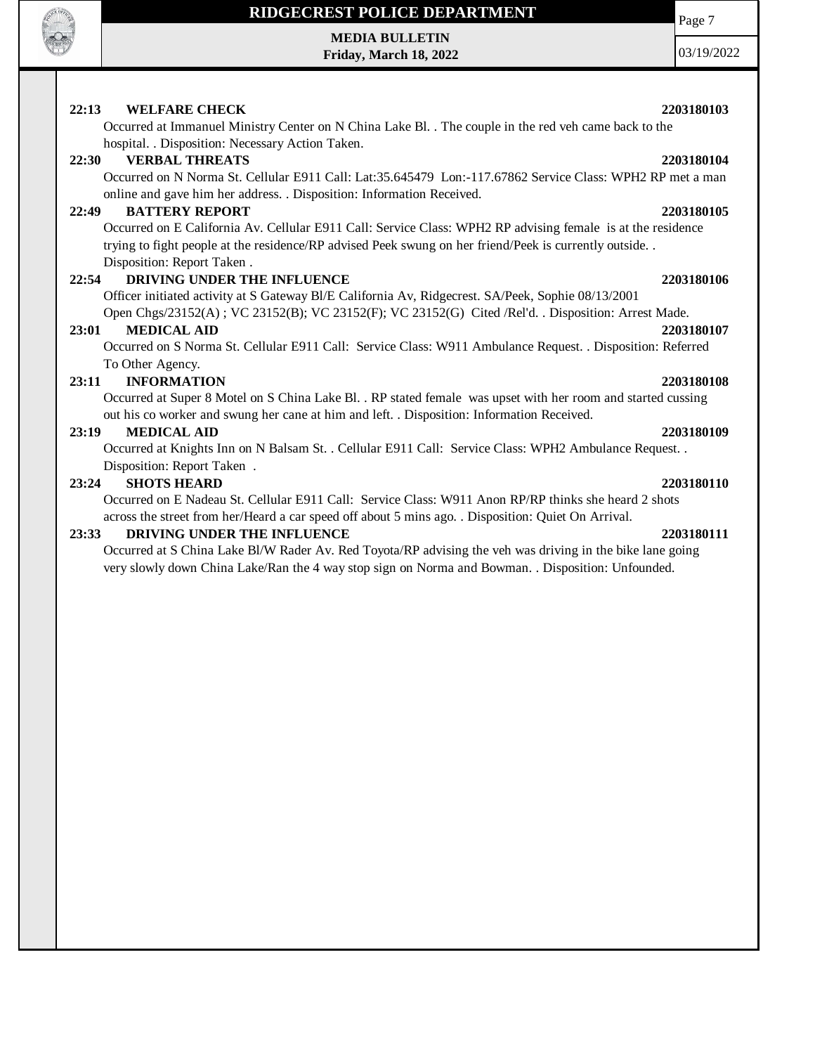**22:13 WELFARE CHECK 2203180103**

Occurred at Immanuel Ministry Center on N China Lake Bl. . The couple in the red veh came back to the hospital. . Disposition: Necessary Action Taken.

**22:30 VERBAL THREATS 2203180104**

Occurred on N Norma St. Cellular E911 Call: Lat:35.645479 Lon:-117.67862 Service Class: WPH2 RP met a man online and gave him her address. . Disposition: Information Received.

**22:49 BATTERY REPORT 2203180105**

Occurred on E California Av. Cellular E911 Call: Service Class: WPH2 RP advising female is at the residence trying to fight people at the residence/RP advised Peek swung on her friend/Peek is currently outside. . Disposition: Report Taken .

**22:54 DRIVING UNDER THE INFLUENCE 2203180106**

Officer initiated activity at S Gateway Bl/E California Av, Ridgecrest. SA/Peek, Sophie 08/13/2001 Open Chgs/23152(A) ; VC 23152(B); VC 23152(F); VC 23152(G) Cited /Rel'd. . Disposition: Arrest Made.

**23:01 MEDICAL AID 2203180107**

Occurred on S Norma St. Cellular E911 Call: Service Class: W911 Ambulance Request. . Disposition: Referred To Other Agency.

**23:11 INFORMATION 2203180108**

Occurred at Super 8 Motel on S China Lake Bl. . RP stated female was upset with her room and started cussing out his co worker and swung her cane at him and left. . Disposition: Information Received.

**23:19 MEDICAL AID 2203180109**

Occurred at Knights Inn on N Balsam St. . Cellular E911 Call: Service Class: WPH2 Ambulance Request. . Disposition: Report Taken .

**23:24 SHOTS HEARD 2203180110**

Occurred on E Nadeau St. Cellular E911 Call: Service Class: W911 Anon RP/RP thinks she heard 2 shots across the street from her/Heard a car speed off about 5 mins ago. . Disposition: Quiet On Arrival.

**23:33 DRIVING UNDER THE INFLUENCE 2203180111**

Occurred at S China Lake Bl/W Rader Av. Red Toyota/RP advising the veh was driving in the bike lane going very slowly down China Lake/Ran the 4 way stop sign on Norma and Bowman. . Disposition: Unfounded.